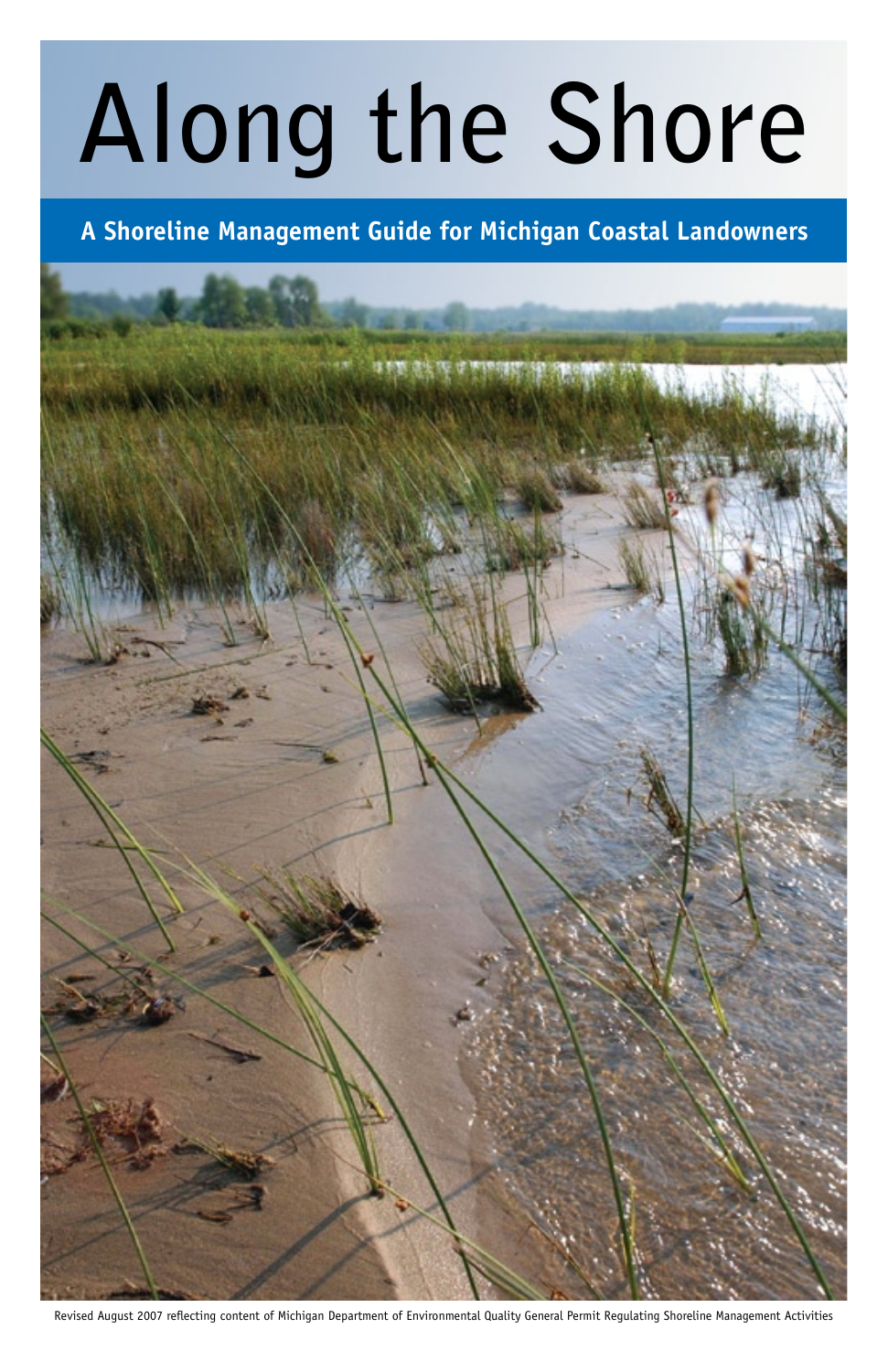# Along the Shore

## A Shoreline Management Guide for Michigan Coastal Landowners

Revised August 2007 reflecting content of Michigan Department of Environmental Quality General Permit Regulating Shoreline Management Activities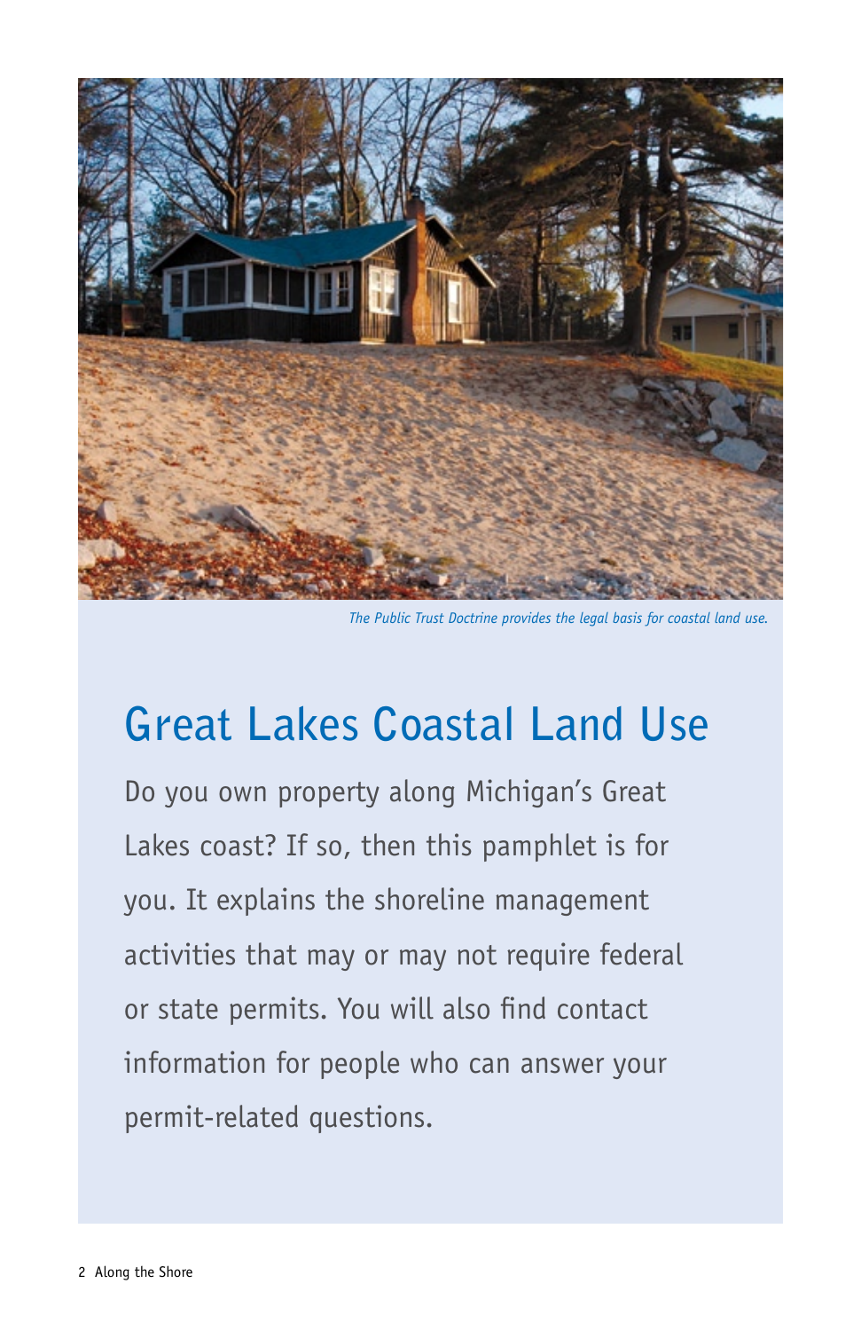*The Public Trust Doctrine provides the legal basis for coastal land use.*

# Great Lakes Coastal Land Use

Do you own property along Michigan's Great Lakes coast? If so, then this pamphlet is for you. It explains the shoreline management activities that may or may not require federal or state permits. You will also find contact information for people who can answer your permit-related questions.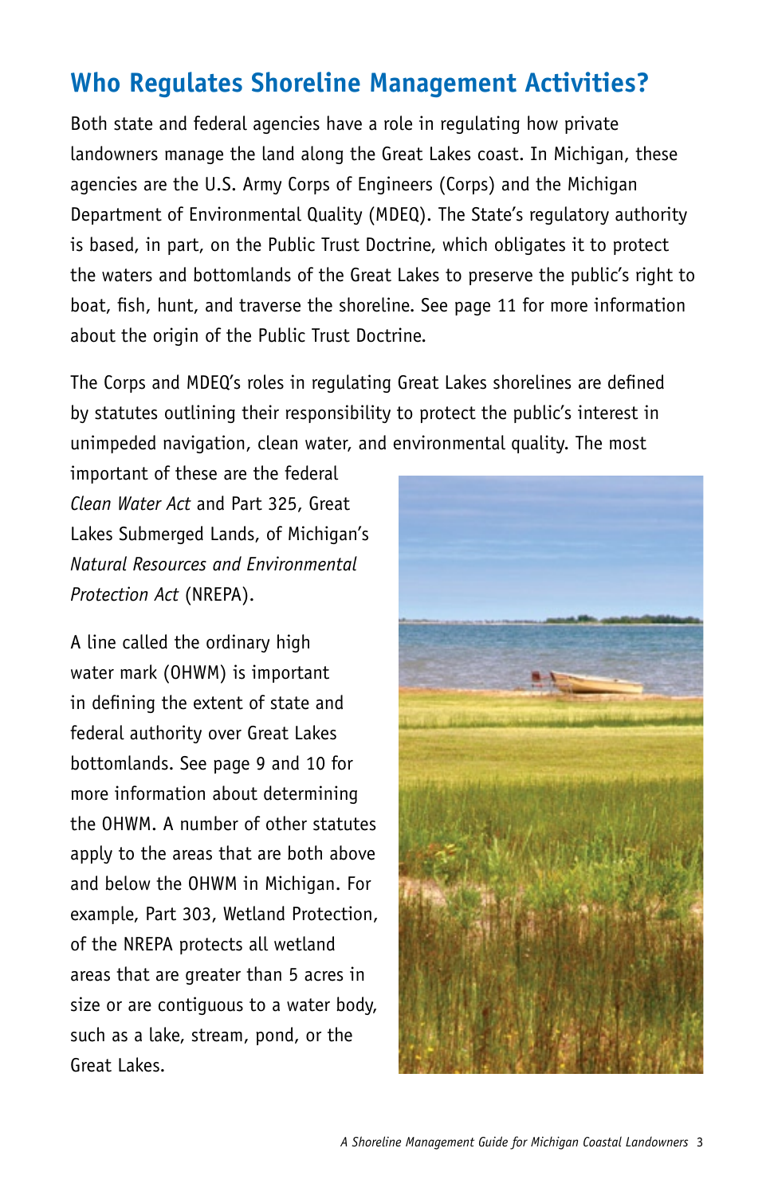## Who Regulates Shoreline Management Activities?

Both state and federal agencies have a role in regulating how private landowners manage the land along the Great Lakes coast. In Michigan, these agencies are the U.S. Army Corps of Engineers (Corps) and the Michigan Department of Environmental Quality (MDEQ). The State's regulatory authority is based, in part, on the Public Trust Doctrine, which obligates it to protect the waters and bottomlands of the Great Lakes to preserve the public's right to boat, fish, hunt, and traverse the shoreline. See page 11 for more information about the origin of the Public Trust Doctrine.

The Corps and MDEQ's roles in regulating Great Lakes shorelines are defined by statutes outlining their responsibility to protect the public's interest in unimpeded navigation, clean water, and environmental quality. The most important of these are the federal *Clean Water Act* and Part 325, Great Lakes Submerged Lands, of Michigan's *Natural Resources and Environmental Protection Act* (NREPA).

A line called the ordinary high water mark (OHWM) is important in defining the extent of state and federal authority over Great Lakes bottomlands. See page 9 and 10 for more information about determining the OHWM. A number of other statutes apply to the areas that are both above and below the OHWM in Michigan. For example, Part 303, Wetland Protection, of the NREPA protects all wetland areas that are greater than 5 acres in size or are contiguous to a water body, such as a lake, stream, pond, or the Great Lakes.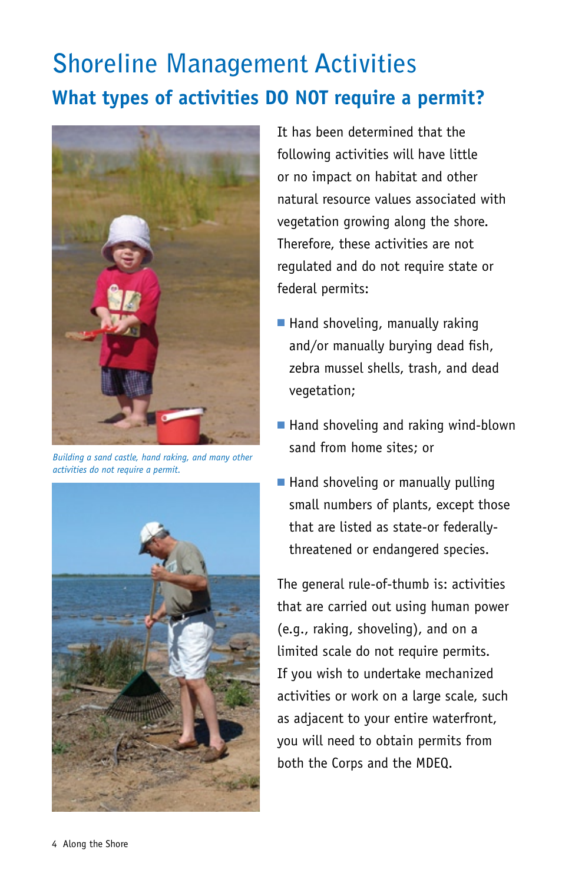# Shoreline Management Activities

## What types of activities DO NOT require a permit?

*Building a sand castle, hand raking, and many other activities do not require a permit.*

It has been determined that the following activities will have little or no impact on habitat and other natural resource values associated with vegetation growing along the shore. Therefore, these activities are not regulated and do not require state or federal permits:

- Hand shoveling, manually raking and/or manually burying dead fish, zebra mussel shells, trash, and dead vegetation;
- Hand shoveling and raking wind-blown sand from home sites; or
- Hand shoveling or manually pulling small numbers of plants, except those that are listed as state-or federally-threatened or endangered species.

The general rule-of-thumb is: activities that are carried out using human power (e.g., raking, shoveling), and on a limited scale do not require permits. If you wish to undertake mechanized activities or work on a large scale, such as adjacent to your entire waterfront, you will need to obtain permits from both the Corps and the MDEQ.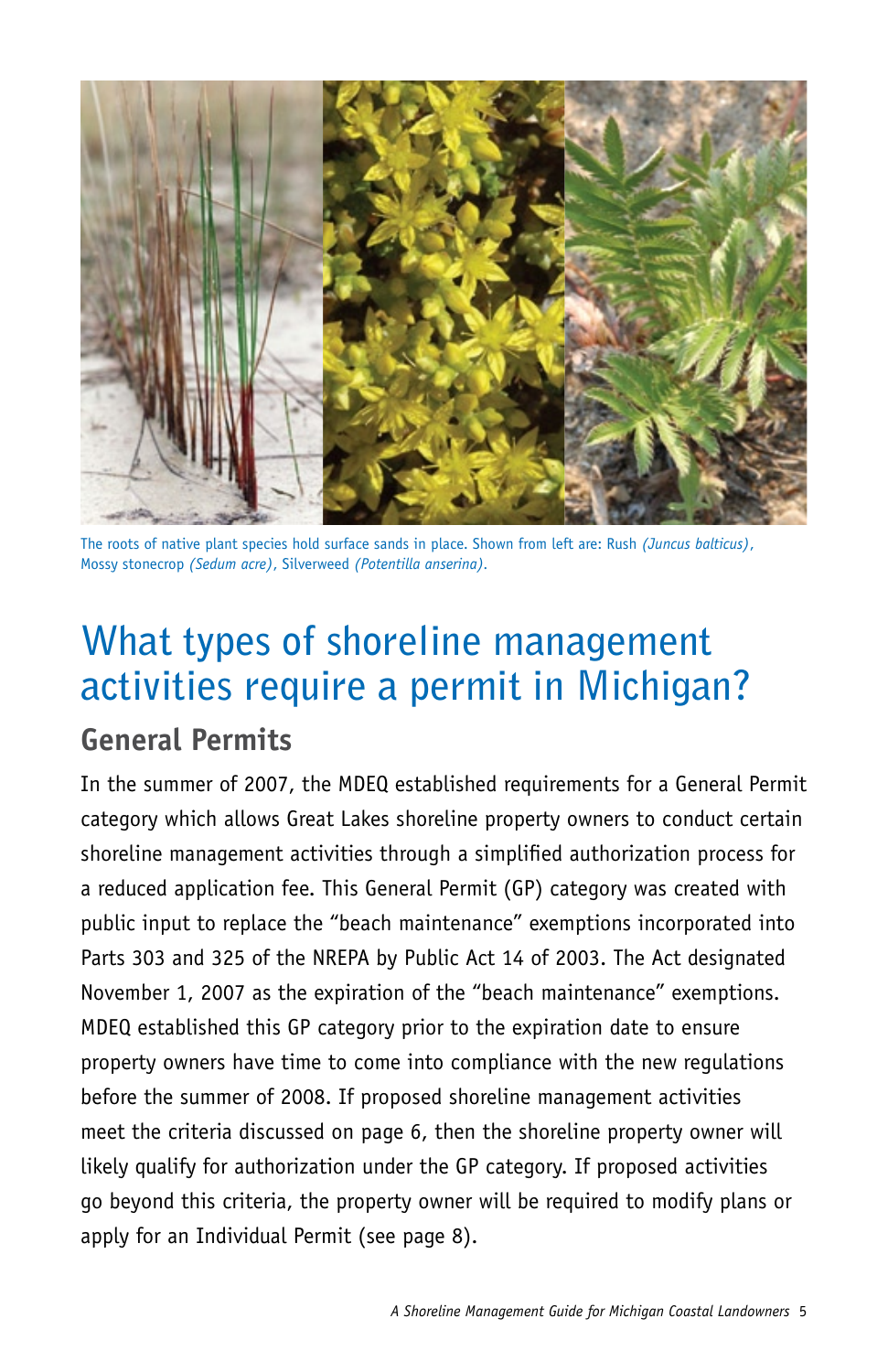The roots of native plant species hold surface sands in place. Shown from left are: Rush *(Juncus balticus)*, Mossy stonecrop *(Sedum acre)*, Silverweed *(Potentilla anserina)*.

# What types of shoreline management activities require a permit in Michigan?

## General Permits

In the summer of 2007, the MDEQ established requirements for a General Permit category which allows Great Lakes shoreline property owners to conduct certain shoreline management activities through a simplified authorization process for a reduced application fee. This General Permit (GP) category was created with public input to replace the "beach maintenance" exemptions incorporated into Parts 303 and 325 of the NREPA by Public Act 14 of 2003. The Act designated November 1, 2007 as the expiration of the "beach maintenance" exemptions. MDEQ established this GP category prior to the expiration date to ensure property owners have time to come into compliance with the new regulations before the summer of 2008. If proposed shoreline management activities meet the criteria discussed on page 6, then the shoreline property owner will likely qualify for authorization under the GP category. If proposed activities go beyond this criteria, the property owner will be required to modify plans or apply for an Individual Permit (see page 8).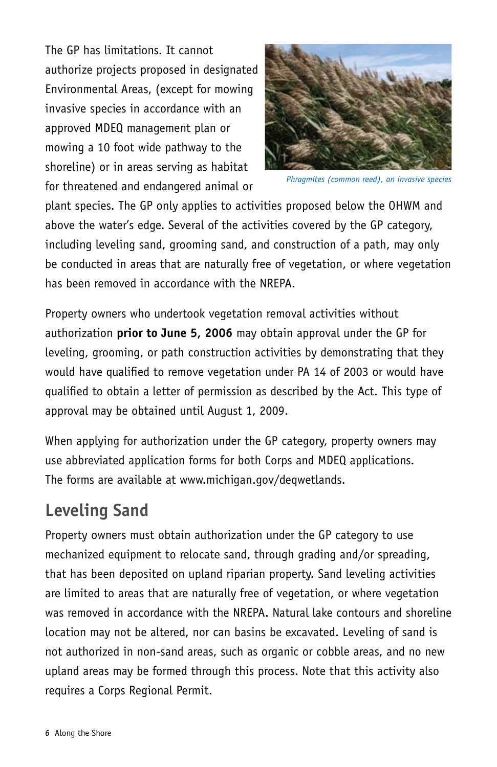The GP has limitations. It cannot authorize projects proposed in designated Environmental Areas, (except for mowing invasive species in accordance with an approved MDEQ management plan or mowing a 10 foot wide pathway to the shoreline) or in areas serving as habitat for threatened and endangered animal or plant species. The GP only applies to activities proposed below the OHWM and above the water's edge. Several of the activities covered by the GP category, including leveling sand, grooming sand, and construction of a path, may only be conducted in areas that are naturally free of vegetation, or where vegetation has been removed in accordance with the NREPA.

*Phragmites (common reed), an invasive species*

Property owners who undertook vegetation removal activities without authorization **prior to June 5, 2006** may obtain approval under the GP for leveling, grooming, or path construction activities by demonstrating that they would have qualified to remove vegetation under PA 14 of 2003 or would have qualified to obtain a letter of permission as described by the Act. This type of approval may be obtained until August 1, 2009.

When applying for authorization under the GP category, property owners may use abbreviated application forms for both Corps and MDEQ applications. The forms are available at www.michigan.gov/deqwetlands.

## Leveling Sand

Property owners must obtain authorization under the GP category to use mechanized equipment to relocate sand, through grading and/or spreading, that has been deposited on upland riparian property. Sand leveling activities are limited to areas that are naturally free of vegetation, or where vegetation was removed in accordance with the NREPA. Natural lake contours and shoreline location may not be altered, nor can basins be excavated. Leveling of sand is not authorized in non-sand areas, such as organic or cobble areas, and no new upland areas may be formed through this process. Note that this activity also requires a Corps Regional Permit.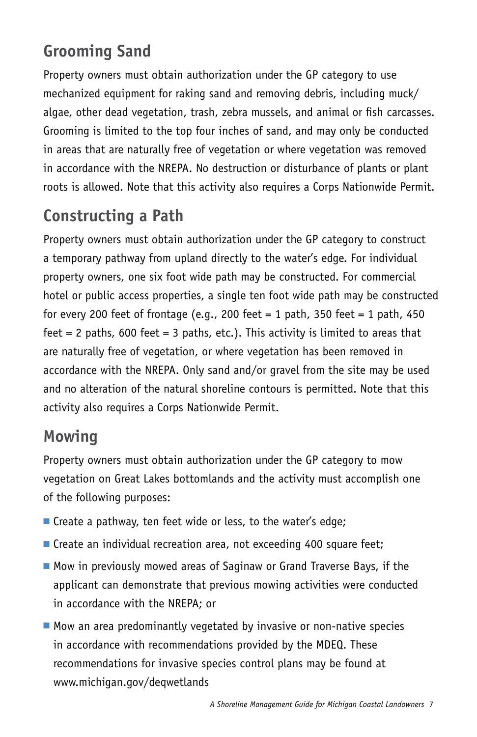## Grooming Sand

Property owners must obtain authorization under the GP category to use mechanized equipment for raking sand and removing debris, including muck/algae, other dead vegetation, trash, zebra mussels, and animal or fish carcasses. Grooming is limited to the top four inches of sand, and may only be conducted in areas that are naturally free of vegetation or where vegetation was removed in accordance with the NREPA. No destruction or disturbance of plants or plant roots is allowed. Note that this activity also requires a Corps Nationwide Permit.

## Constructing a Path

Property owners must obtain authorization under the GP category to construct a temporary pathway from upland directly to the water's edge. For individual property owners, one six foot wide path may be constructed. For commercial hotel or public access properties, a single ten foot wide path may be constructed for every 200 feet of frontage (e.g., 200 feet = 1 path, 350 feet = 1 path, 450 feet = 2 paths, 600 feet = 3 paths, etc.). This activity is limited to areas that are naturally free of vegetation, or where vegetation has been removed in accordance with the NREPA. Only sand and/or gravel from the site may be used and no alteration of the natural shoreline contours is permitted. Note that this activity also requires a Corps Nationwide Permit.

## Mowing

Property owners must obtain authorization under the GP category to mow vegetation on Great Lakes bottomlands and the activity must accomplish one of the following purposes:

- Create a pathway, ten feet wide or less, to the water's edge;
- Create an individual recreation area, not exceeding 400 square feet;
- Mow in previously mowed areas of Saginaw or Grand Traverse Bays, if the applicant can demonstrate that previous mowing activities were conducted in accordance with the NREPA; or
- Mow an area predominantly vegetated by invasive or non-native species in accordance with recommendations provided by the MDEQ. These recommendations for invasive species control plans may be found at www.michigan.gov/deqwetlands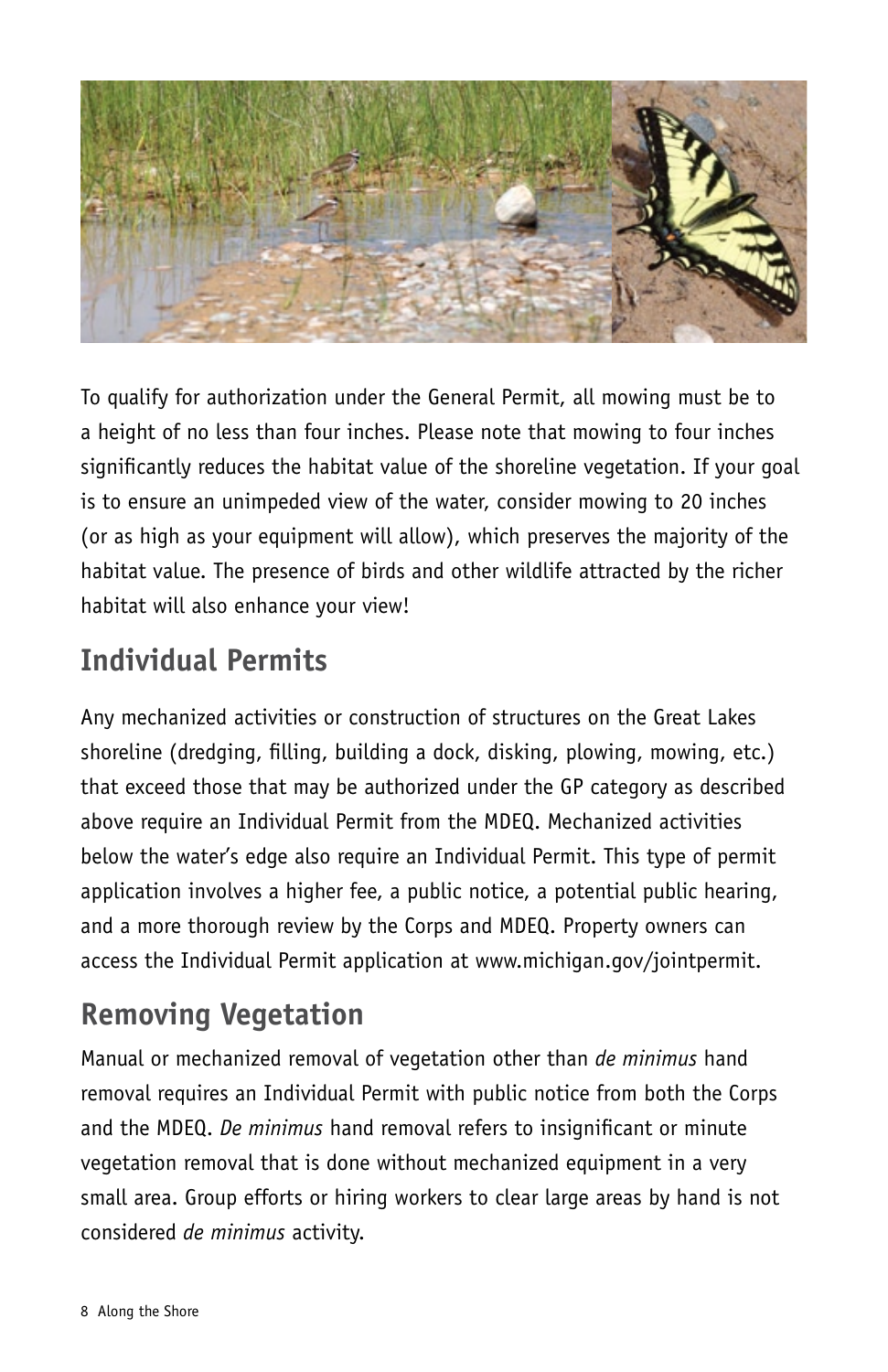To qualify for authorization under the General Permit, all mowing must be to a height of no less than four inches. Please note that mowing to four inches significantly reduces the habitat value of the shoreline vegetation. If your goal is to ensure an unimpeded view of the water, consider mowing to 20 inches (or as high as your equipment will allow), which preserves the majority of the habitat value. The presence of birds and other wildlife attracted by the richer habitat will also enhance your view!

## Individual Permits

Any mechanized activities or construction of structures on the Great Lakes shoreline (dredging, filling, building a dock, disking, plowing, mowing, etc.) that exceed those that may be authorized under the GP category as described above require an Individual Permit from the MDEQ. Mechanized activities below the water's edge also require an Individual Permit. This type of permit application involves a higher fee, a public notice, a potential public hearing, and a more thorough review by the Corps and MDEQ. Property owners can access the Individual Permit application at www.michigan.gov/jointpermit.

## Removing Vegetation

Manual or mechanized removal of vegetation other than *de minimus* hand removal requires an Individual Permit with public notice from both the Corps and the MDEQ. *De minimus* hand removal refers to insignificant or minute vegetation removal that is done without mechanized equipment in a very small area. Group efforts or hiring workers to clear large areas by hand is not considered *de minimus* activity.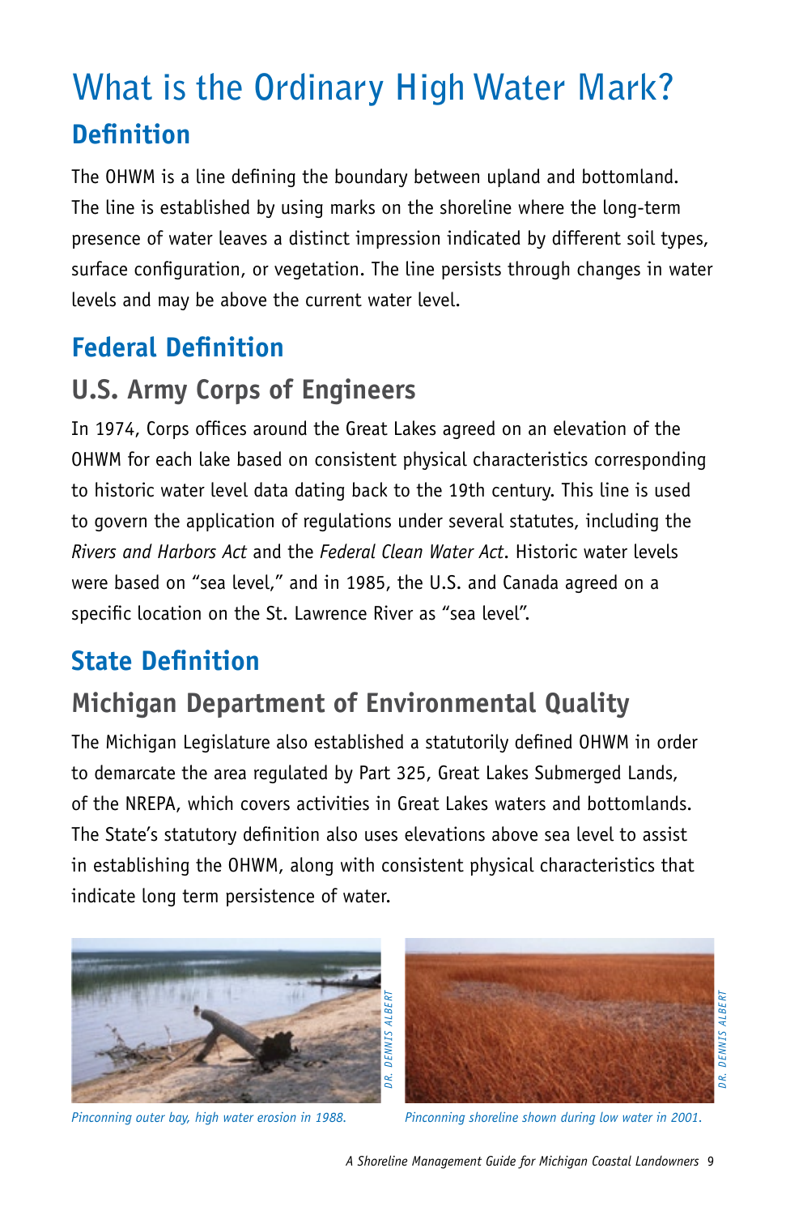# What is the Ordinary High Water Mark?

## Definition

The OHWM is a line defining the boundary between upland and bottomland. The line is established by using marks on the shoreline where the long-term presence of water leaves a distinct impression indicated by different soil types, surface configuration, or vegetation. The line persists through changes in water levels and may be above the current water level.

## Federal Definition

### U.S. Army Corps of Engineers

In 1974, Corps offices around the Great Lakes agreed on an elevation of the OHWM for each lake based on consistent physical characteristics corresponding to historic water level data dating back to the 19th century. This line is used to govern the application of regulations under several statutes, including the *Rivers and Harbors Act* and the *Federal Clean Water Act*. Historic water levels were based on "sea level," and in 1985, the U.S. and Canada agreed on a specific location on the St. Lawrence River as "sea level".

## State Definition

### Michigan Department of Environmental Quality

The Michigan Legislature also established a statutorily defined OHWM in order to demarcate the area regulated by Part 325, Great Lakes Submerged Lands, of the NREPA, which covers activities in Great Lakes waters and bottomlands. The State's statutory definition also uses elevations above sea level to assist in establishing the OHWM, along with consistent physical characteristics that indicate long term persistence of water.

DR. DENNIS ALBERT

*Pinconning outer bay, high water erosion in 1988.*

DR. DENNIS ALBERT

*Pinconning shoreline shown during low water in 2001.*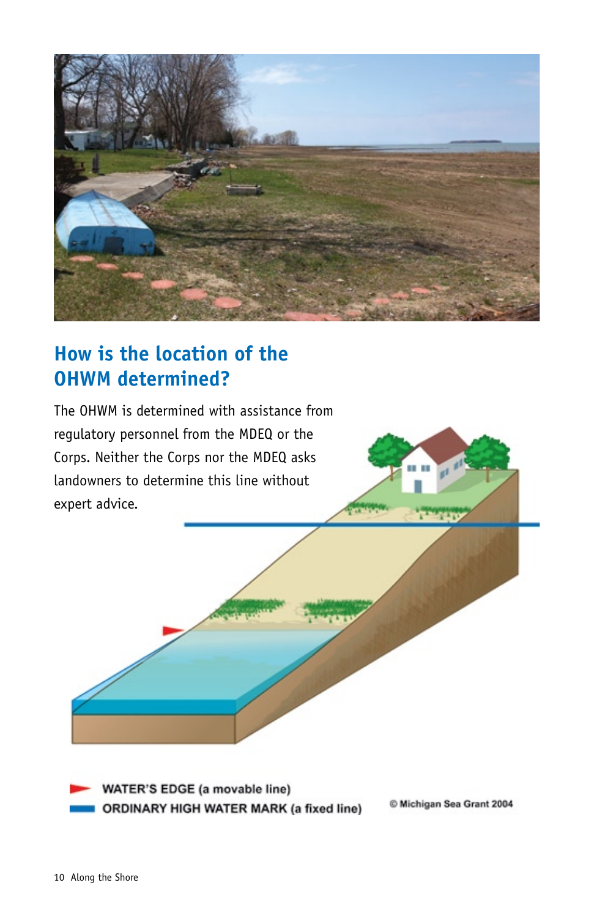## How is the location of the OHWM determined?

The OHWM is determined with assistance from regulatory personnel from the MDEQ or the Corps. Neither the Corps nor the MDEQ asks landowners to determine this line without expert advice.

WATER'S EDGE (a movable line)

ORDINARY HIGH WATER MARK (a fixed line)

© Michigan Sea Grant 2004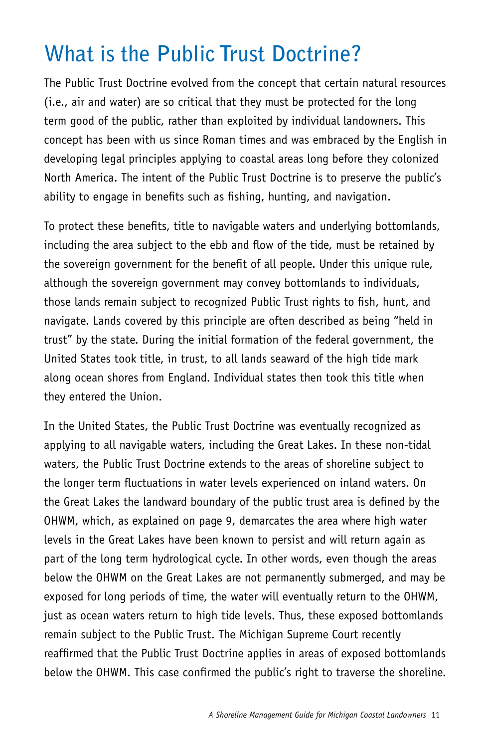# What is the Public Trust Doctrine?

The Public Trust Doctrine evolved from the concept that certain natural resources (i.e., air and water) are so critical that they must be protected for the long term good of the public, rather than exploited by individual landowners. This concept has been with us since Roman times and was embraced by the English in developing legal principles applying to coastal areas long before they colonized North America. The intent of the Public Trust Doctrine is to preserve the public's ability to engage in benefits such as fishing, hunting, and navigation.

To protect these benefits, title to navigable waters and underlying bottomlands, including the area subject to the ebb and flow of the tide, must be retained by the sovereign government for the benefit of all people. Under this unique rule, although the sovereign government may convey bottomlands to individuals, those lands remain subject to recognized Public Trust rights to fish, hunt, and navigate. Lands covered by this principle are often described as being "held in trust" by the state. During the initial formation of the federal government, the United States took title, in trust, to all lands seaward of the high tide mark along ocean shores from England. Individual states then took this title when they entered the Union.

In the United States, the Public Trust Doctrine was eventually recognized as applying to all navigable waters, including the Great Lakes. In these non-tidal waters, the Public Trust Doctrine extends to the areas of shoreline subject to the longer term fluctuations in water levels experienced on inland waters. On the Great Lakes the landward boundary of the public trust area is defined by the OHWM, which, as explained on page 9, demarcates the area where high water levels in the Great Lakes have been known to persist and will return again as part of the long term hydrological cycle. In other words, even though the areas below the OHWM on the Great Lakes are not permanently submerged, and may be exposed for long periods of time, the water will eventually return to the OHWM, just as ocean waters return to high tide levels. Thus, these exposed bottomlands remain subject to the Public Trust. The Michigan Supreme Court recently reaffirmed that the Public Trust Doctrine applies in areas of exposed bottomlands below the OHWM. This case confirmed the public's right to traverse the shoreline.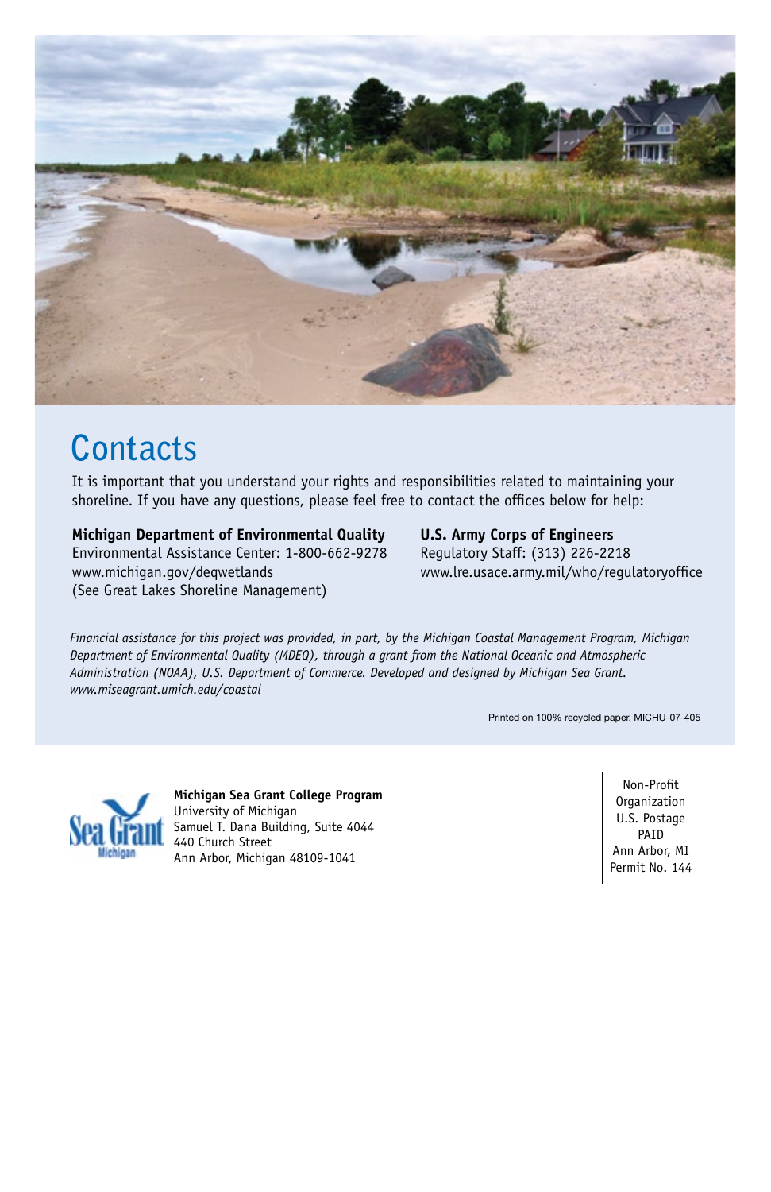# Contacts

It is important that you understand your rights and responsibilities related to maintaining your shoreline. If you have any questions, please feel free to contact the offices below for help:

**Michigan Department of Environmental Quality**
Environmental Assistance Center: 1-800-662-9278
www.michigan.gov/deqwetlands
(See Great Lakes Shoreline Management)

**U.S. Army Corps of Engineers**
Regulatory Staff: (313) 226-2218
www.lre.usace.army.mil/who/regulatoryoffice

*Financial assistance for this project was provided, in part, by the Michigan Coastal Management Program, Michigan Department of Environmental Quality (MDEQ), through a grant from the National Oceanic and Atmospheric Administration (NOAA), U.S. Department of Commerce. Developed and designed by Michigan Sea Grant. www.miseagrant.umich.edu/coastal*

Printed on 100% recycled paper. MICHU-07-405

**Michigan Sea Grant College Program**
University of Michigan
Samuel T. Dana Building, Suite 4044
440 Church Street
Ann Arbor, Michigan 48109-1041

Non-Profit Organization
U.S. Postage
PAID
Ann Arbor, MI
Permit No. 144